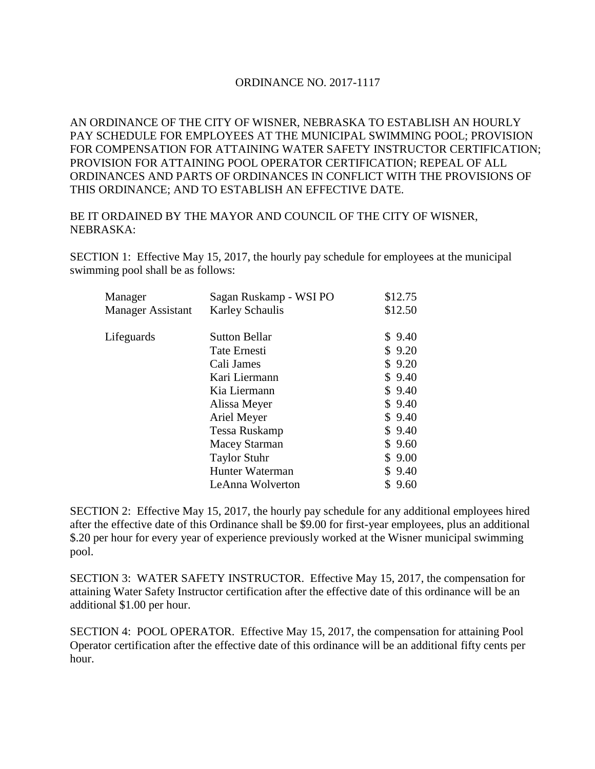# ORDINANCE NO. 2017-1117

AN ORDINANCE OF THE CITY OF WISNER, NEBRASKA TO ESTABLISH AN HOURLY PAY SCHEDULE FOR EMPLOYEES AT THE MUNICIPAL SWIMMING POOL; PROVISION FOR COMPENSATION FOR ATTAINING WATER SAFETY INSTRUCTOR CERTIFICATION; PROVISION FOR ATTAINING POOL OPERATOR CERTIFICATION; REPEAL OF ALL ORDINANCES AND PARTS OF ORDINANCES IN CONFLICT WITH THE PROVISIONS OF THIS ORDINANCE; AND TO ESTABLISH AN EFFECTIVE DATE.

BE IT ORDAINED BY THE MAYOR AND COUNCIL OF THE CITY OF WISNER, NEBRASKA:

SECTION 1: Effective May 15, 2017, the hourly pay schedule for employees at the municipal swimming pool shall be as follows:

| Position | Name | Rate |
|---|---|---|
| Manager | Sagan Ruskamp - WSI PO | $12.75 |
| Manager Assistant | Karley Schaulis | $12.50 |
| Lifeguards | Sutton Bellar | $ 9.40 |
| | Tate Ernesti | $ 9.20 |
| | Cali James | $ 9.20 |
| | Kari Liermann | $ 9.40 |
| | Kia Liermann | $ 9.40 |
| | Alissa Meyer | $ 9.40 |
| | Ariel Meyer | $ 9.40 |
| | Tessa Ruskamp | $ 9.40 |
| | Macey Starman | $ 9.60 |
| | Taylor Stuhr | $ 9.00 |
| | Hunter Waterman | $ 9.40 |
| | LeAnna Wolverton | $ 9.60 |

SECTION 2: Effective May 15, 2017, the hourly pay schedule for any additional employees hired after the effective date of this Ordinance shall be $9.00 for first-year employees, plus an additional $.20 per hour for every year of experience previously worked at the Wisner municipal swimming pool.

SECTION 3: WATER SAFETY INSTRUCTOR. Effective May 15, 2017, the compensation for attaining Water Safety Instructor certification after the effective date of this ordinance will be an additional $1.00 per hour.

SECTION 4: POOL OPERATOR. Effective May 15, 2017, the compensation for attaining Pool Operator certification after the effective date of this ordinance will be an additional fifty cents per hour.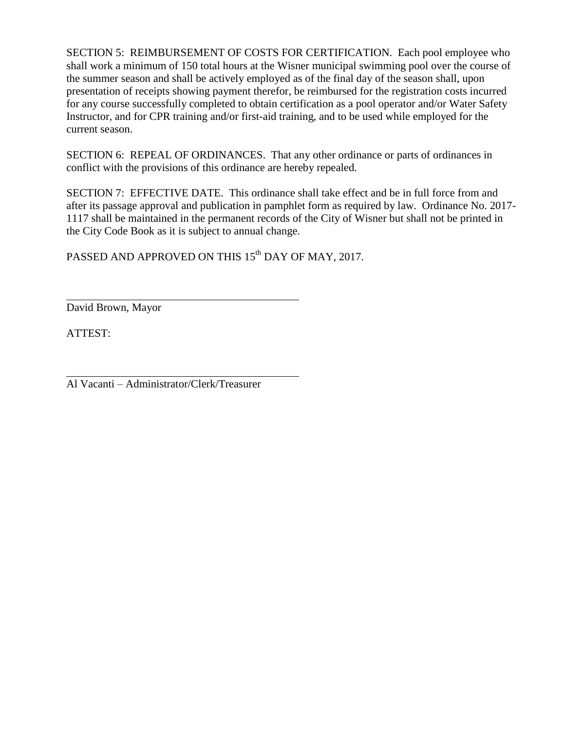SECTION 5: REIMBURSEMENT OF COSTS FOR CERTIFICATION. Each pool employee who shall work a minimum of 150 total hours at the Wisner municipal swimming pool over the course of the summer season and shall be actively employed as of the final day of the season shall, upon presentation of receipts showing payment therefor, be reimbursed for the registration costs incurred for any course successfully completed to obtain certification as a pool operator and/or Water Safety Instructor, and for CPR training and/or first-aid training, and to be used while employed for the current season.

SECTION 6: REPEAL OF ORDINANCES. That any other ordinance or parts of ordinances in conflict with the provisions of this ordinance are hereby repealed.

SECTION 7: EFFECTIVE DATE. This ordinance shall take effect and be in full force from and after its passage approval and publication in pamphlet form as required by law. Ordinance No. 2017-1117 shall be maintained in the permanent records of the City of Wisner but shall not be printed in the City Code Book as it is subject to annual change.

PASSED AND APPROVED ON THIS 15th DAY OF MAY, 2017.

\_\_\_\_\_\_\_\_\_\_\_\_\_\_\_\_\_\_\_\_\_\_\_\_\_\_\_\_\_\_\_\_\_\_\_\_\_\_\_\_

David Brown, Mayor

ATTEST:

\_\_\_\_\_\_\_\_\_\_\_\_\_\_\_\_\_\_\_\_\_\_\_\_\_\_\_\_\_\_\_\_\_\_\_\_\_\_\_\_

Al Vacanti – Administrator/Clerk/Treasurer